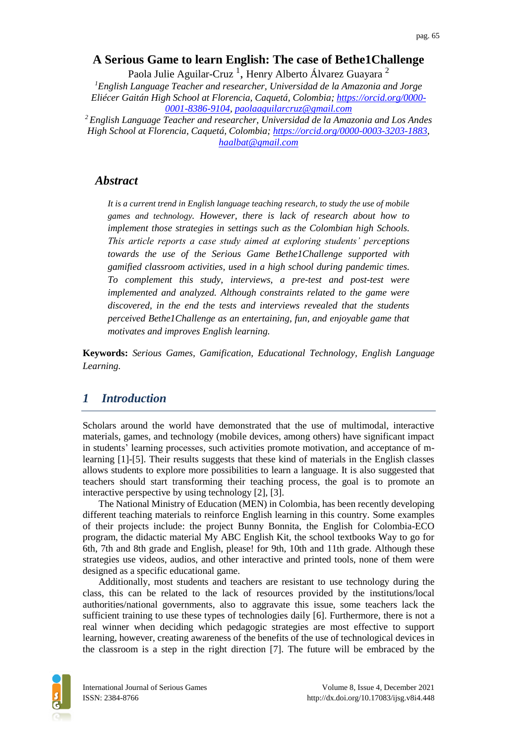# A Serious Game to learn English: The case of Bethe1Challenge

Paola Julie Aguilar-Cruz [1], Henry Alberto Álvarez Guayara [2]

[1] *English Language Teacher and researcher, Universidad de la Amazonia and Jorge Eliécer Gaitán High School at Florencia, Caquetá, Colombia; https://orcid.org/0000-0001-8386-9104, paolaaguilarcruz@gmail.com*

[2] *English Language Teacher and researcher, Universidad de la Amazonia and Los Andes High School at Florencia, Caquetá, Colombia; https://orcid.org/0000-0003-3203-1883, haalbat@gmail.com*

## Abstract

*It is a current trend in English language teaching research, to study the use of mobile games and technology. However, there is lack of research about how to implement those strategies in settings such as the Colombian high Schools. This article reports a case study aimed at exploring students' perceptions towards the use of the Serious Game Bethe1Challenge supported with gamified classroom activities, used in a high school during pandemic times. To complement this study, interviews, a pre-test and post-test were implemented and analyzed. Although constraints related to the game were discovered, in the end the tests and interviews revealed that the students perceived Bethe1Challenge as an entertaining, fun, and enjoyable game that motivates and improves English learning.*

**Keywords:** *Serious Games, Gamification, Educational Technology, English Language Learning.*

## 1 Introduction

Scholars around the world have demonstrated that the use of multimodal, interactive materials, games, and technology (mobile devices, among others) have significant impact in students' learning processes, such activities promote motivation, and acceptance of m-learning [1]-[5]. Their results suggests that these kind of materials in the English classes allows students to explore more possibilities to learn a language. It is also suggested that teachers should start transforming their teaching process, the goal is to promote an interactive perspective by using technology [2], [3].

The National Ministry of Education (MEN) in Colombia, has been recently developing different teaching materials to reinforce English learning in this country. Some examples of their projects include: the project Bunny Bonnita, the English for Colombia-ECO program, the didactic material My ABC English Kit, the school textbooks Way to go for 6th, 7th and 8th grade and English, please! for 9th, 10th and 11th grade. Although these strategies use videos, audios, and other interactive and printed tools, none of them were designed as a specific educational game.

Additionally, most students and teachers are resistant to use technology during the class, this can be related to the lack of resources provided by the institutions/local authorities/national governments, also to aggravate this issue, some teachers lack the sufficient training to use these types of technologies daily [6]. Furthermore, there is not a real winner when deciding which pedagogic strategies are most effective to support learning, however, creating awareness of the benefits of the use of technological devices in the classroom is a step in the right direction [7]. The future will be embraced by the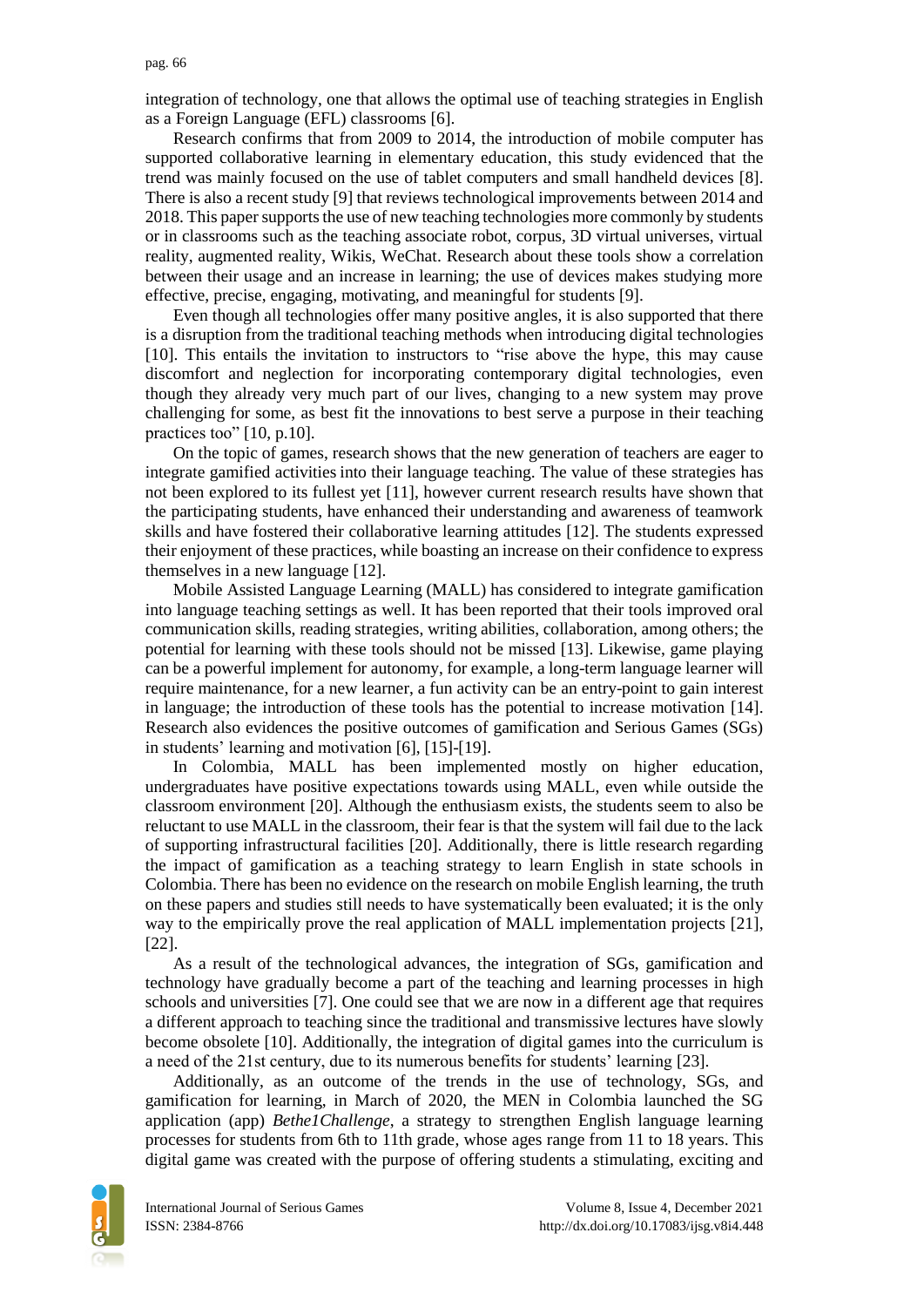integration of technology, one that allows the optimal use of teaching strategies in English as a Foreign Language (EFL) classrooms [6].

Research confirms that from 2009 to 2014, the introduction of mobile computer has supported collaborative learning in elementary education, this study evidenced that the trend was mainly focused on the use of tablet computers and small handheld devices [8]. There is also a recent study [9] that reviews technological improvements between 2014 and 2018. This paper supports the use of new teaching technologies more commonly by students or in classrooms such as the teaching associate robot, corpus, 3D virtual universes, virtual reality, augmented reality, Wikis, WeChat. Research about these tools show a correlation between their usage and an increase in learning; the use of devices makes studying more effective, precise, engaging, motivating, and meaningful for students [9].

Even though all technologies offer many positive angles, it is also supported that there is a disruption from the traditional teaching methods when introducing digital technologies [10]. This entails the invitation to instructors to "rise above the hype, this may cause discomfort and neglection for incorporating contemporary digital technologies, even though they already very much part of our lives, changing to a new system may prove challenging for some, as best fit the innovations to best serve a purpose in their teaching practices too" [10, p.10].

On the topic of games, research shows that the new generation of teachers are eager to integrate gamified activities into their language teaching. The value of these strategies has not been explored to its fullest yet [11], however current research results have shown that the participating students, have enhanced their understanding and awareness of teamwork skills and have fostered their collaborative learning attitudes [12]. The students expressed their enjoyment of these practices, while boasting an increase on their confidence to express themselves in a new language [12].

Mobile Assisted Language Learning (MALL) has considered to integrate gamification into language teaching settings as well. It has been reported that their tools improved oral communication skills, reading strategies, writing abilities, collaboration, among others; the potential for learning with these tools should not be missed [13]. Likewise, game playing can be a powerful implement for autonomy, for example, a long-term language learner will require maintenance, for a new learner, a fun activity can be an entry-point to gain interest in language; the introduction of these tools has the potential to increase motivation [14]. Research also evidences the positive outcomes of gamification and Serious Games (SGs) in students' learning and motivation [6], [15]-[19].

In Colombia, MALL has been implemented mostly on higher education, undergraduates have positive expectations towards using MALL, even while outside the classroom environment [20]. Although the enthusiasm exists, the students seem to also be reluctant to use MALL in the classroom, their fear is that the system will fail due to the lack of supporting infrastructural facilities [20]. Additionally, there is little research regarding the impact of gamification as a teaching strategy to learn English in state schools in Colombia. There has been no evidence on the research on mobile English learning, the truth on these papers and studies still needs to have systematically been evaluated; it is the only way to the empirically prove the real application of MALL implementation projects [21], [22].

As a result of the technological advances, the integration of SGs, gamification and technology have gradually become a part of the teaching and learning processes in high schools and universities [7]. One could see that we are now in a different age that requires a different approach to teaching since the traditional and transmissive lectures have slowly become obsolete [10]. Additionally, the integration of digital games into the curriculum is a need of the 21st century, due to its numerous benefits for students' learning [23].

Additionally, as an outcome of the trends in the use of technology, SGs, and gamification for learning, in March of 2020, the MEN in Colombia launched the SG application (app) *Bethe1Challenge*, a strategy to strengthen English language learning processes for students from 6th to 11th grade, whose ages range from 11 to 18 years. This digital game was created with the purpose of offering students a stimulating, exciting and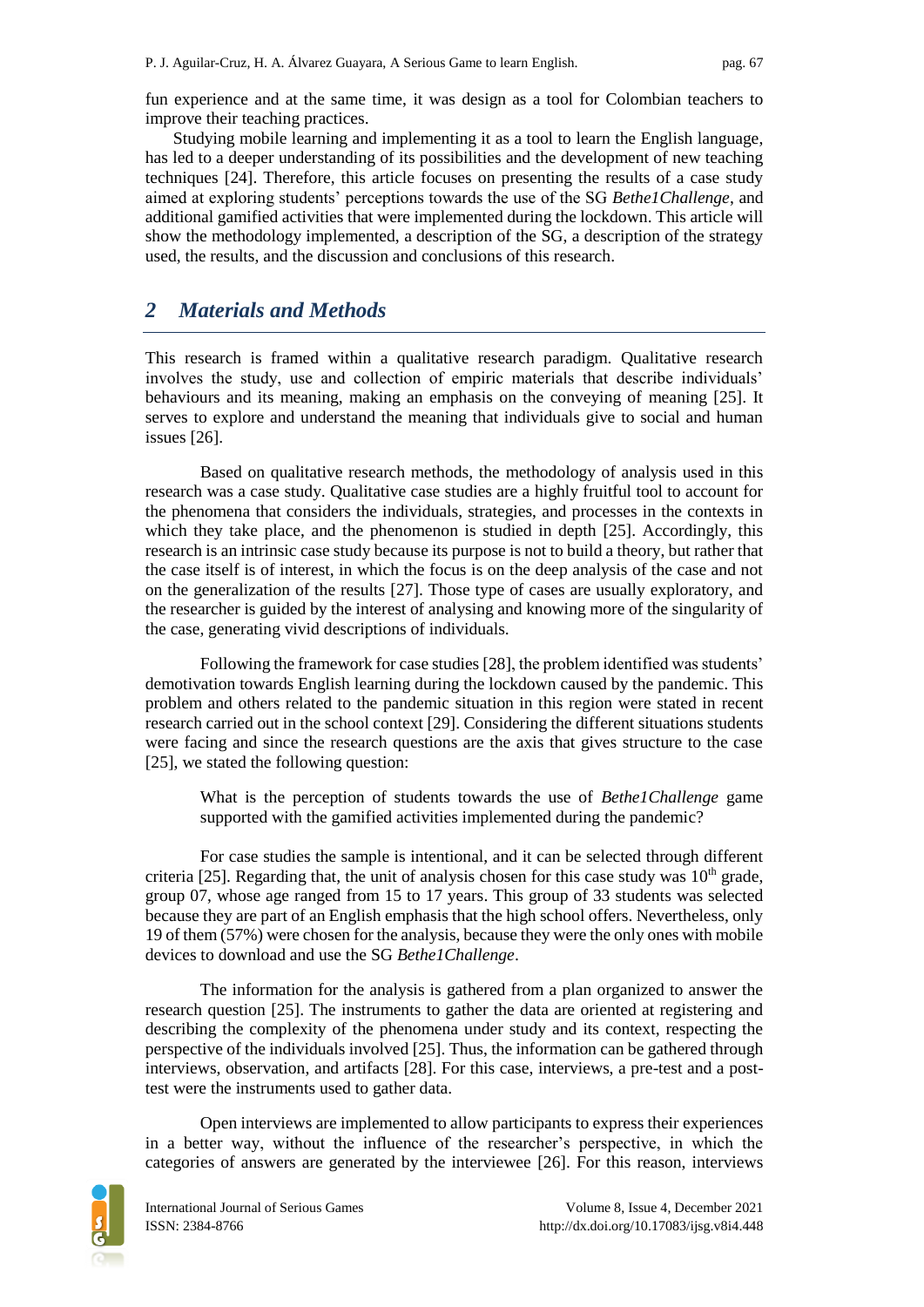fun experience and at the same time, it was design as a tool for Colombian teachers to improve their teaching practices.

Studying mobile learning and implementing it as a tool to learn the English language, has led to a deeper understanding of its possibilities and the development of new teaching techniques [24]. Therefore, this article focuses on presenting the results of a case study aimed at exploring students' perceptions towards the use of the SG *Bethe1Challenge*, and additional gamified activities that were implemented during the lockdown. This article will show the methodology implemented, a description of the SG, a description of the strategy used, the results, and the discussion and conclusions of this research.

## 2 Materials and Methods

This research is framed within a qualitative research paradigm. Qualitative research involves the study, use and collection of empiric materials that describe individuals' behaviours and its meaning, making an emphasis on the conveying of meaning [25]. It serves to explore and understand the meaning that individuals give to social and human issues [26].

Based on qualitative research methods, the methodology of analysis used in this research was a case study. Qualitative case studies are a highly fruitful tool to account for the phenomena that considers the individuals, strategies, and processes in the contexts in which they take place, and the phenomenon is studied in depth [25]. Accordingly, this research is an intrinsic case study because its purpose is not to build a theory, but rather that the case itself is of interest, in which the focus is on the deep analysis of the case and not on the generalization of the results [27]. Those type of cases are usually exploratory, and the researcher is guided by the interest of analysing and knowing more of the singularity of the case, generating vivid descriptions of individuals.

Following the framework for case studies [28], the problem identified was students' demotivation towards English learning during the lockdown caused by the pandemic. This problem and others related to the pandemic situation in this region were stated in recent research carried out in the school context [29]. Considering the different situations students were facing and since the research questions are the axis that gives structure to the case [25], we stated the following question:

> What is the perception of students towards the use of *Bethe1Challenge* game supported with the gamified activities implemented during the pandemic?

For case studies the sample is intentional, and it can be selected through different criteria [25]. Regarding that, the unit of analysis chosen for this case study was 10th grade, group 07, whose age ranged from 15 to 17 years. This group of 33 students was selected because they are part of an English emphasis that the high school offers. Nevertheless, only 19 of them (57%) were chosen for the analysis, because they were the only ones with mobile devices to download and use the SG *Bethe1Challenge*.

The information for the analysis is gathered from a plan organized to answer the research question [25]. The instruments to gather the data are oriented at registering and describing the complexity of the phenomena under study and its context, respecting the perspective of the individuals involved [25]. Thus, the information can be gathered through interviews, observation, and artifacts [28]. For this case, interviews, a pre-test and a post-test were the instruments used to gather data.

Open interviews are implemented to allow participants to express their experiences in a better way, without the influence of the researcher's perspective, in which the categories of answers are generated by the interviewee [26]. For this reason, interviews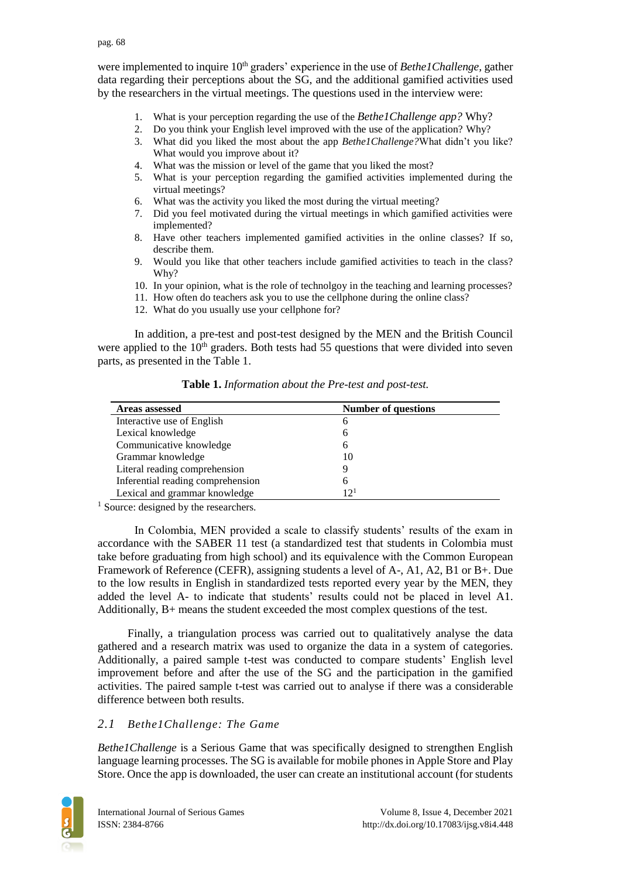were implemented to inquire 10th graders' experience in the use of *Bethe1Challenge,* gather data regarding their perceptions about the SG, and the additional gamified activities used by the researchers in the virtual meetings. The questions used in the interview were:

1. What is your perception regarding the use of the *Bethe1Challenge app?* Why?
2. Do you think your English level improved with the use of the application? Why?
3. What did you liked the most about the app *Bethe1Challenge?*What didn't you like? What would you improve about it?
4. What was the mission or level of the game that you liked the most?
5. What is your perception regarding the gamified activities implemented during the virtual meetings?
6. What was the activity you liked the most during the virtual meeting?
7. Did you feel motivated during the virtual meetings in which gamified activities were implemented?
8. Have other teachers implemented gamified activities in the online classes? If so, describe them.
9. Would you like that other teachers include gamified activities to teach in the class? Why?
10. In your opinion, what is the role of technolgoy in the teaching and learning processes?
11. How often do teachers ask you to use the cellphone during the online class?
12. What do you usually use your cellphone for?

In addition, a pre-test and post-test designed by the MEN and the British Council were applied to the 10th graders. Both tests had 55 questions that were divided into seven parts, as presented in the Table 1.

**Table 1.** *Information about the Pre-test and post-test.*

| Areas assessed | Number of questions |
|---|---|
| Interactive use of English | 6 |
| Lexical knowledge | 6 |
| Communicative knowledge | 6 |
| Grammar knowledge | 10 |
| Literal reading comprehension | 9 |
| Inferential reading comprehension | 6 |
| Lexical and grammar knowledge | 12[1] |

[1] Source: designed by the researchers.

In Colombia, MEN provided a scale to classify students' results of the exam in accordance with the SABER 11 test (a standardized test that students in Colombia must take before graduating from high school) and its equivalence with the Common European Framework of Reference (CEFR), assigning students a level of A-, A1, A2, B1 or B+. Due to the low results in English in standardized tests reported every year by the MEN, they added the level A- to indicate that students' results could not be placed in level A1. Additionally, B+ means the student exceeded the most complex questions of the test.

Finally, a triangulation process was carried out to qualitatively analyse the data gathered and a research matrix was used to organize the data in a system of categories. Additionally, a paired sample t-test was conducted to compare students' English level improvement before and after the use of the SG and the participation in the gamified activities. The paired sample t-test was carried out to analyse if there was a considerable difference between both results.

## *2.1 Bethe1Challenge: The Game*

*Bethe1Challenge* is a Serious Game that was specifically designed to strengthen English language learning processes. The SG is available for mobile phones in Apple Store and Play Store. Once the app is downloaded, the user can create an institutional account (for students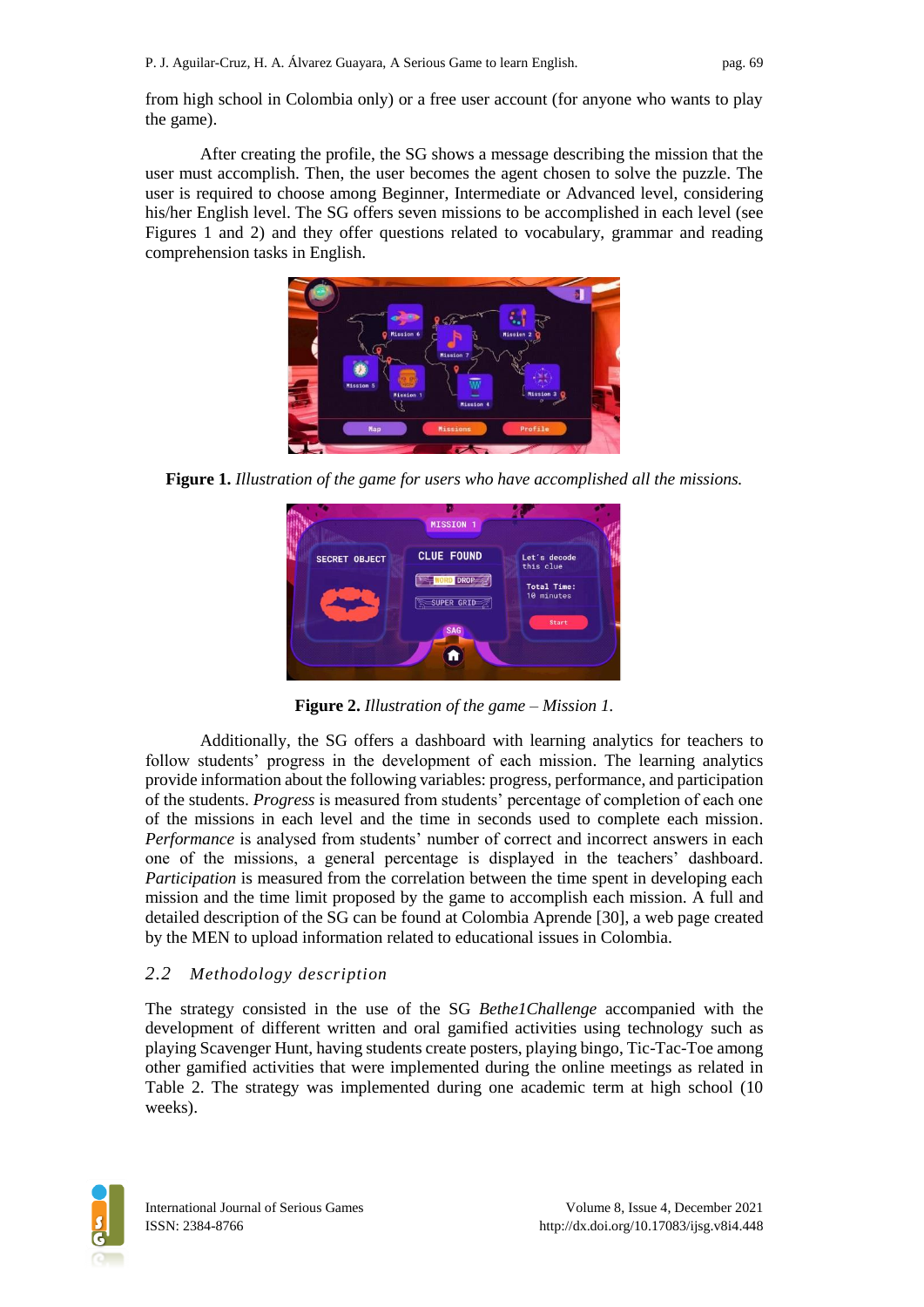from high school in Colombia only) or a free user account (for anyone who wants to play the game).

After creating the profile, the SG shows a message describing the mission that the user must accomplish. Then, the user becomes the agent chosen to solve the puzzle. The user is required to choose among Beginner, Intermediate or Advanced level, considering his/her English level. The SG offers seven missions to be accomplished in each level (see Figures 1 and 2) and they offer questions related to vocabulary, grammar and reading comprehension tasks in English.

**Figure 1.** *Illustration of the game for users who have accomplished all the missions.*

**Figure 2.** *Illustration of the game – Mission 1.*

Additionally, the SG offers a dashboard with learning analytics for teachers to follow students' progress in the development of each mission. The learning analytics provide information about the following variables: progress, performance, and participation of the students. *Progress* is measured from students' percentage of completion of each one of the missions in each level and the time in seconds used to complete each mission. *Performance* is analysed from students' number of correct and incorrect answers in each one of the missions, a general percentage is displayed in the teachers' dashboard. *Participation* is measured from the correlation between the time spent in developing each mission and the time limit proposed by the game to accomplish each mission. A full and detailed description of the SG can be found at Colombia Aprende [30], a web page created by the MEN to upload information related to educational issues in Colombia.

### *2.2 Methodology description*

The strategy consisted in the use of the SG *Bethe1Challenge* accompanied with the development of different written and oral gamified activities using technology such as playing Scavenger Hunt, having students create posters, playing bingo, Tic-Tac-Toe among other gamified activities that were implemented during the online meetings as related in Table 2. The strategy was implemented during one academic term at high school (10 weeks).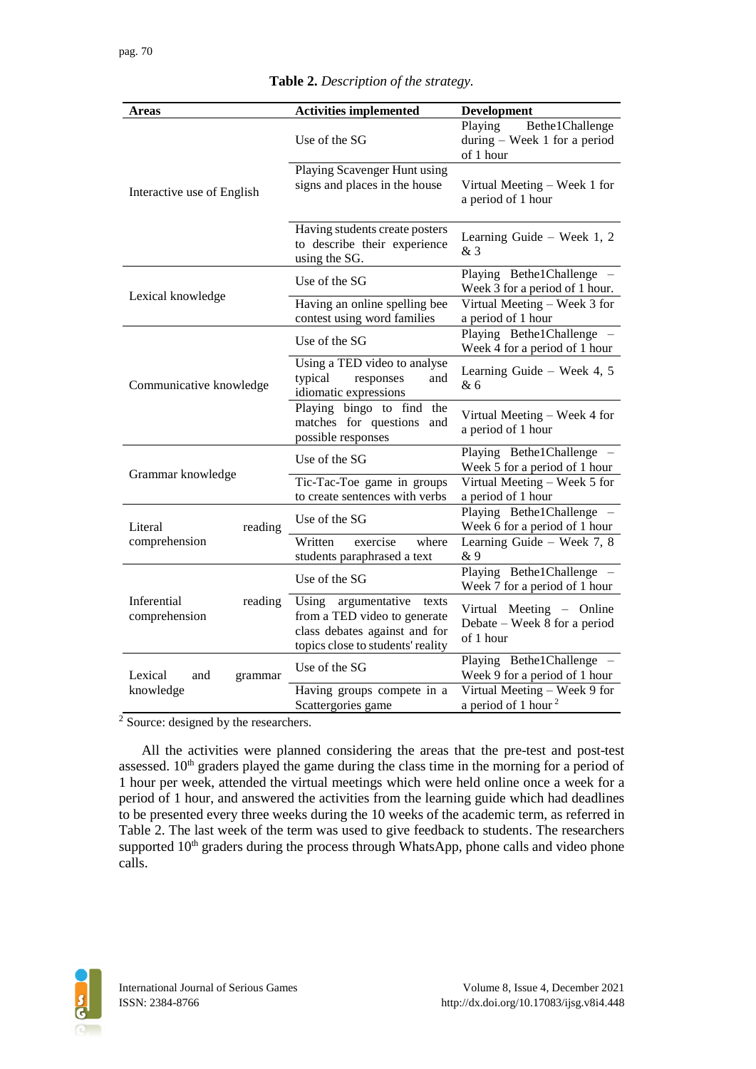**Table 2.** *Description of the strategy.*

| Areas | Activities implemented | Development |
|---|---|---|
| Interactive use of English | Use of the SG | Playing Bethe1Challenge during – Week 1 for a period of 1 hour |
| | Playing Scavenger Hunt using signs and places in the house | Virtual Meeting – Week 1 for a period of 1 hour |
| | Having students create posters to describe their experience using the SG. | Learning Guide – Week 1, 2 & 3 |
| Lexical knowledge | Use of the SG | Playing Bethe1Challenge – Week 3 for a period of 1 hour. |
| | Having an online spelling bee contest using word families | Virtual Meeting – Week 3 for a period of 1 hour |
| Communicative knowledge | Use of the SG | Playing Bethe1Challenge – Week 4 for a period of 1 hour |
| | Using a TED video to analyse typical responses and idiomatic expressions | Learning Guide – Week 4, 5 & 6 |
| | Playing bingo to find the matches for questions and possible responses | Virtual Meeting – Week 4 for a period of 1 hour |
| Grammar knowledge | Use of the SG | Playing Bethe1Challenge – Week 5 for a period of 1 hour |
| | Tic-Tac-Toe game in groups to create sentences with verbs | Virtual Meeting – Week 5 for a period of 1 hour |
| Literal reading comprehension | Use of the SG | Playing Bethe1Challenge – Week 6 for a period of 1 hour |
| | Written exercise where students paraphrased a text | Learning Guide – Week 7, 8 & 9 |
| Inferential reading comprehension | Use of the SG | Playing Bethe1Challenge – Week 7 for a period of 1 hour |
| | Using argumentative texts from a TED video to generate class debates against and for topics close to students' reality | Virtual Meeting – Online Debate – Week 8 for a period of 1 hour |
| Lexical and grammar knowledge | Use of the SG | Playing Bethe1Challenge – Week 9 for a period of 1 hour |
| | Having groups compete in a Scattergories game | Virtual Meeting – Week 9 for a period of 1 hour [2] |

[2] Source: designed by the researchers.

All the activities were planned considering the areas that the pre-test and post-test assessed. 10th graders played the game during the class time in the morning for a period of 1 hour per week, attended the virtual meetings which were held online once a week for a period of 1 hour, and answered the activities from the learning guide which had deadlines to be presented every three weeks during the 10 weeks of the academic term, as referred in Table 2. The last week of the term was used to give feedback to students. The researchers supported 10th graders during the process through WhatsApp, phone calls and video phone calls.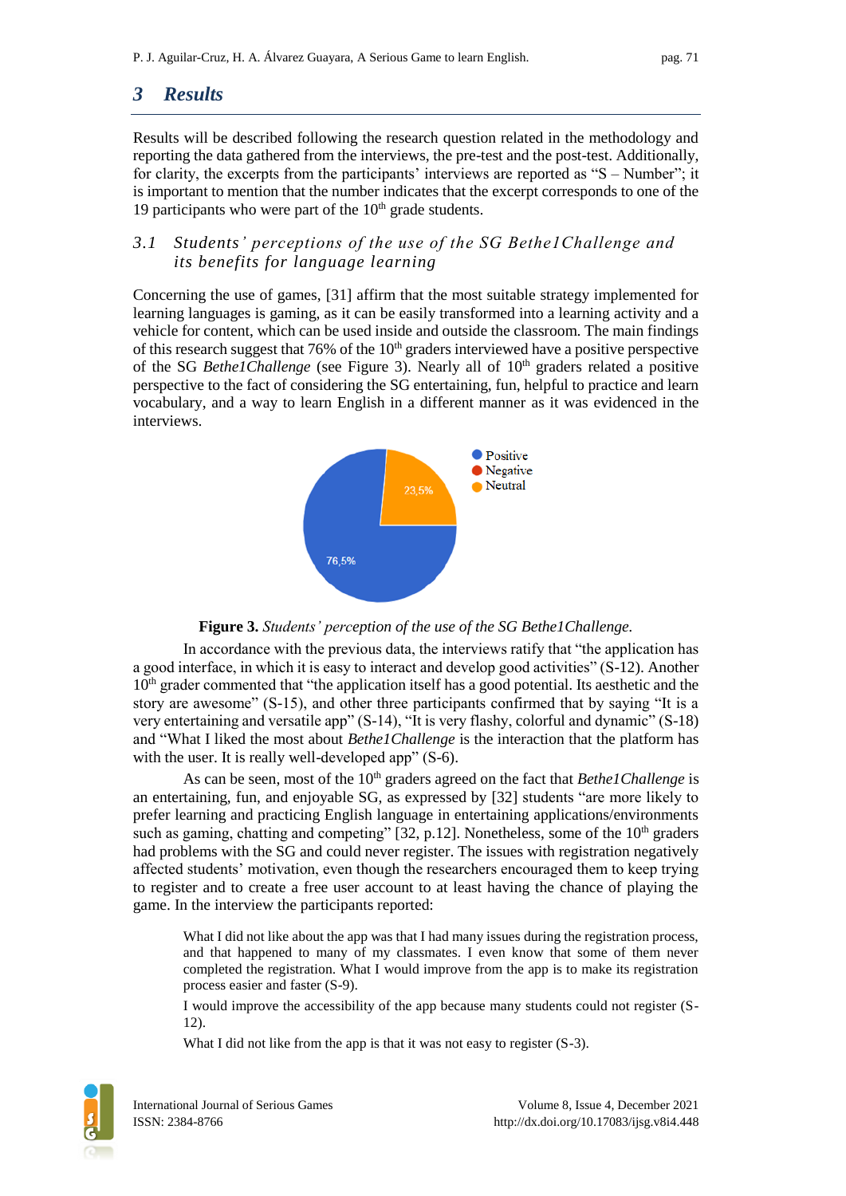## 3 Results

Results will be described following the research question related in the methodology and reporting the data gathered from the interviews, the pre-test and the post-test. Additionally, for clarity, the excerpts from the participants' interviews are reported as "S – Number"; it is important to mention that the number indicates that the excerpt corresponds to one of the 19 participants who were part of the 10th grade students.

### 3.1 Students' perceptions of the use of the SG Bethe1Challenge and its benefits for language learning

Concerning the use of games, [31] affirm that the most suitable strategy implemented for learning languages is gaming, as it can be easily transformed into a learning activity and a vehicle for content, which can be used inside and outside the classroom. The main findings of this research suggest that 76% of the 10th graders interviewed have a positive perspective of the SG *Bethe1Challenge* (see Figure 3). Nearly all of 10th graders related a positive perspective to the fact of considering the SG entertaining, fun, helpful to practice and learn vocabulary, and a way to learn English in a different manner as it was evidenced in the interviews.

Positive
Negative
Neutral

23,5%

76,5%

**Figure 3.** *Students' perception of the use of the SG Bethe1Challenge.*

In accordance with the previous data, the interviews ratify that "the application has a good interface, in which it is easy to interact and develop good activities" (S-12). Another 10th grader commented that "the application itself has a good potential. Its aesthetic and the story are awesome" (S-15), and other three participants confirmed that by saying "It is a very entertaining and versatile app" (S-14), "It is very flashy, colorful and dynamic" (S-18) and "What I liked the most about *Bethe1Challenge* is the interaction that the platform has with the user. It is really well-developed app" (S-6).

As can be seen, most of the 10th graders agreed on the fact that *Bethe1Challenge* is an entertaining, fun, and enjoyable SG, as expressed by [32] students "are more likely to prefer learning and practicing English language in entertaining applications/environments such as gaming, chatting and competing" [32, p.12]. Nonetheless, some of the 10th graders had problems with the SG and could never register. The issues with registration negatively affected students' motivation, even though the researchers encouraged them to keep trying to register and to create a free user account to at least having the chance of playing the game. In the interview the participants reported:

> What I did not like about the app was that I had many issues during the registration process, and that happened to many of my classmates. I even know that some of them never completed the registration. What I would improve from the app is to make its registration process easier and faster (S-9).
>
> I would improve the accessibility of the app because many students could not register (S-12).
>
> What I did not like from the app is that it was not easy to register (S-3).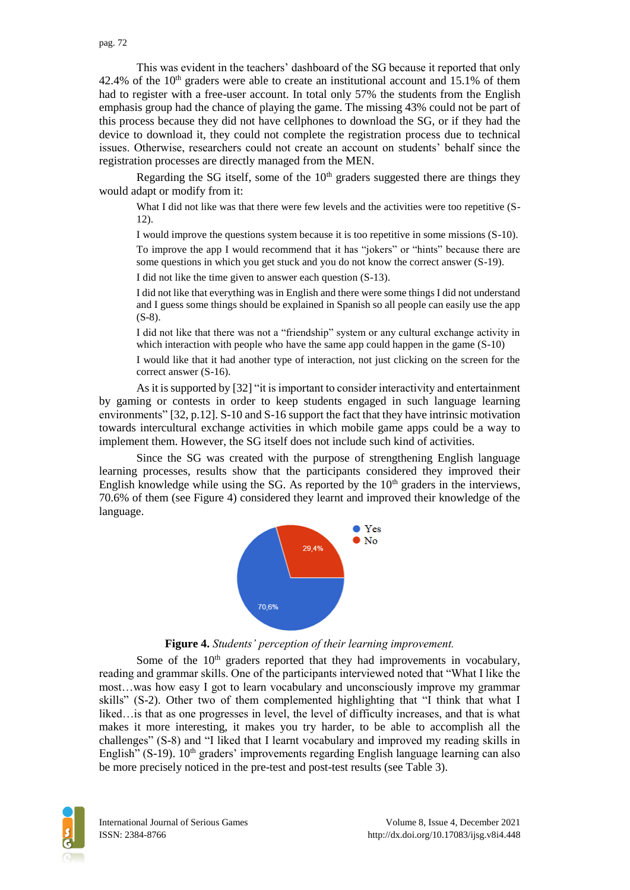This was evident in the teachers' dashboard of the SG because it reported that only 42.4% of the 10th graders were able to create an institutional account and 15.1% of them had to register with a free-user account. In total only 57% the students from the English emphasis group had the chance of playing the game. The missing 43% could not be part of this process because they did not have cellphones to download the SG, or if they had the device to download it, they could not complete the registration process due to technical issues. Otherwise, researchers could not create an account on students' behalf since the registration processes are directly managed from the MEN.

Regarding the SG itself, some of the 10th graders suggested there are things they would adapt or modify from it:

> What I did not like was that there were few levels and the activities were too repetitive (S-12).
>
> I would improve the questions system because it is too repetitive in some missions (S-10).
>
> To improve the app I would recommend that it has "jokers" or "hints" because there are some questions in which you get stuck and you do not know the correct answer (S-19).
>
> I did not like the time given to answer each question (S-13).
>
> I did not like that everything was in English and there were some things I did not understand and I guess some things should be explained in Spanish so all people can easily use the app (S-8).
>
> I did not like that there was not a "friendship" system or any cultural exchange activity in which interaction with people who have the same app could happen in the game (S-10)
>
> I would like that it had another type of interaction, not just clicking on the screen for the correct answer (S-16).

As it is supported by [32] "it is important to consider interactivity and entertainment by gaming or contests in order to keep students engaged in such language learning environments" [32, p.12]. S-10 and S-16 support the fact that they have intrinsic motivation towards intercultural exchange activities in which mobile game apps could be a way to implement them. However, the SG itself does not include such kind of activities.

Since the SG was created with the purpose of strengthening English language learning processes, results show that the participants considered they improved their English knowledge while using the SG. As reported by the 10th graders in the interviews, 70.6% of them (see Figure 4) considered they learnt and improved their knowledge of the language.

**Figure 4.** *Students' perception of their learning improvement.*

Some of the 10th graders reported that they had improvements in vocabulary, reading and grammar skills. One of the participants interviewed noted that "What I like the most…was how easy I got to learn vocabulary and unconsciously improve my grammar skills" (S-2). Other two of them complemented highlighting that "I think that what I liked…is that as one progresses in level, the level of difficulty increases, and that is what makes it more interesting, it makes you try harder, to be able to accomplish all the challenges" (S-8) and "I liked that I learnt vocabulary and improved my reading skills in English" (S-19). 10th graders' improvements regarding English language learning can also be more precisely noticed in the pre-test and post-test results (see Table 3).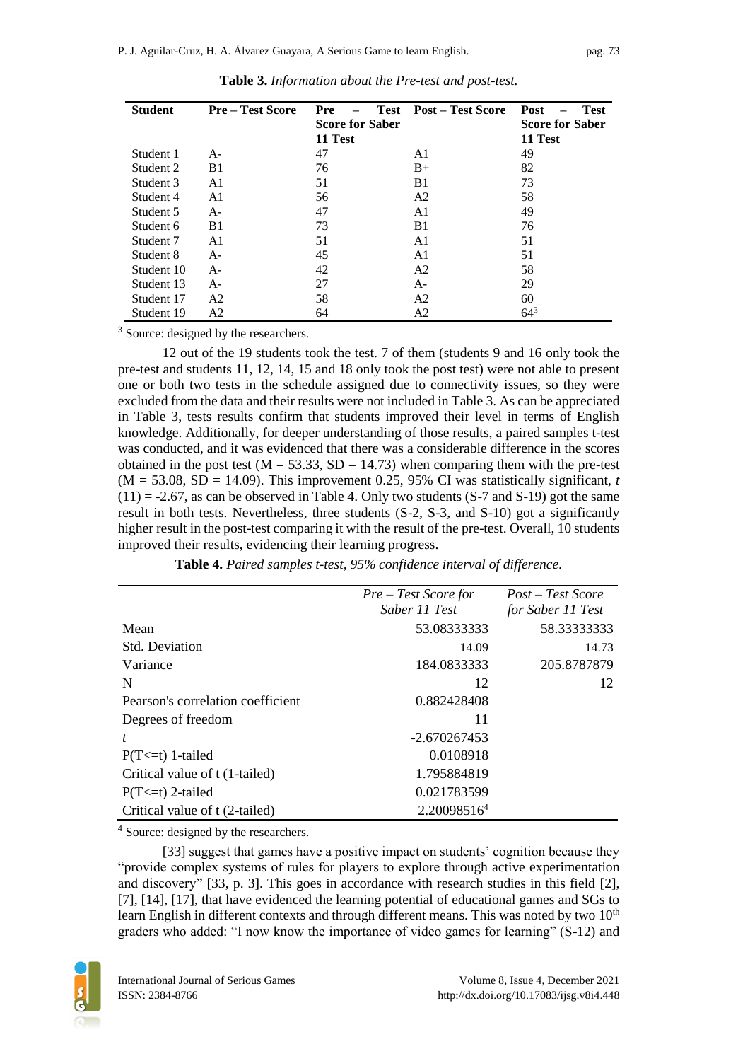**Table 3.** *Information about the Pre-test and post-test.*

| Student | Pre – Test Score | Pre – Test Score for Saber 11 Test | Post – Test Score | Post – Test Score for Saber 11 Test |
|---|---|---|---|---|
| Student 1 | A- | 47 | A1 | 49 |
| Student 2 | B1 | 76 | B+ | 82 |
| Student 3 | A1 | 51 | B1 | 73 |
| Student 4 | A1 | 56 | A2 | 58 |
| Student 5 | A- | 47 | A1 | 49 |
| Student 6 | B1 | 73 | B1 | 76 |
| Student 7 | A1 | 51 | A1 | 51 |
| Student 8 | A- | 45 | A1 | 51 |
| Student 10 | A- | 42 | A2 | 58 |
| Student 13 | A- | 27 | A- | 29 |
| Student 17 | A2 | 58 | A2 | 60 |
| Student 19 | A2 | 64 | A2 | 64[3] |

[3] Source: designed by the researchers.

12 out of the 19 students took the test. 7 of them (students 9 and 16 only took the pre-test and students 11, 12, 14, 15 and 18 only took the post test) were not able to present one or both two tests in the schedule assigned due to connectivity issues, so they were excluded from the data and their results were not included in Table 3. As can be appreciated in Table 3, tests results confirm that students improved their level in terms of English knowledge. Additionally, for deeper understanding of those results, a paired samples t-test was conducted, and it was evidenced that there was a considerable difference in the scores obtained in the post test ($M = 53.33$, $SD = 14.73$) when comparing them with the pre-test ($M = 53.08$, $SD = 14.09$). This improvement 0.25, 95% CI was statistically significant, $t(11) = -2.67$, as can be observed in Table 4. Only two students (S-7 and S-19) got the same result in both tests. Nevertheless, three students (S-2, S-3, and S-10) got a significantly higher result in the post-test comparing it with the result of the pre-test. Overall, 10 students improved their results, evidencing their learning progress.

**Table 4.** *Paired samples t-test, 95% confidence interval of difference.*

| | *Pre – Test Score for Saber 11 Test* | *Post – Test Score for Saber 11 Test* |
|---|---|---|
| Mean | 53.08333333 | 58.33333333 |
| Std. Deviation | 14.09 | 14.73 |
| Variance | 184.0833333 | 205.8787879 |
| N | 12 | 12 |
| Pearson's correlation coefficient | 0.882428408 | |
| Degrees of freedom | 11 | |
| *t* | -2.670267453 | |
| P(T<=t) 1-tailed | 0.0108918 | |
| Critical value of t (1-tailed) | 1.795884819 | |
| P(T<=t) 2-tailed | 0.021783599 | |
| Critical value of t (2-tailed) | 2.20098516[4] | |

[4] Source: designed by the researchers.

[33] suggest that games have a positive impact on students' cognition because they "provide complex systems of rules for players to explore through active experimentation and discovery" [33, p. 3]. This goes in accordance with research studies in this field [2], [7], [14], [17], that have evidenced the learning potential of educational games and SGs to learn English in different contexts and through different means. This was noted by two 10th graders who added: "I now know the importance of video games for learning" (S-12) and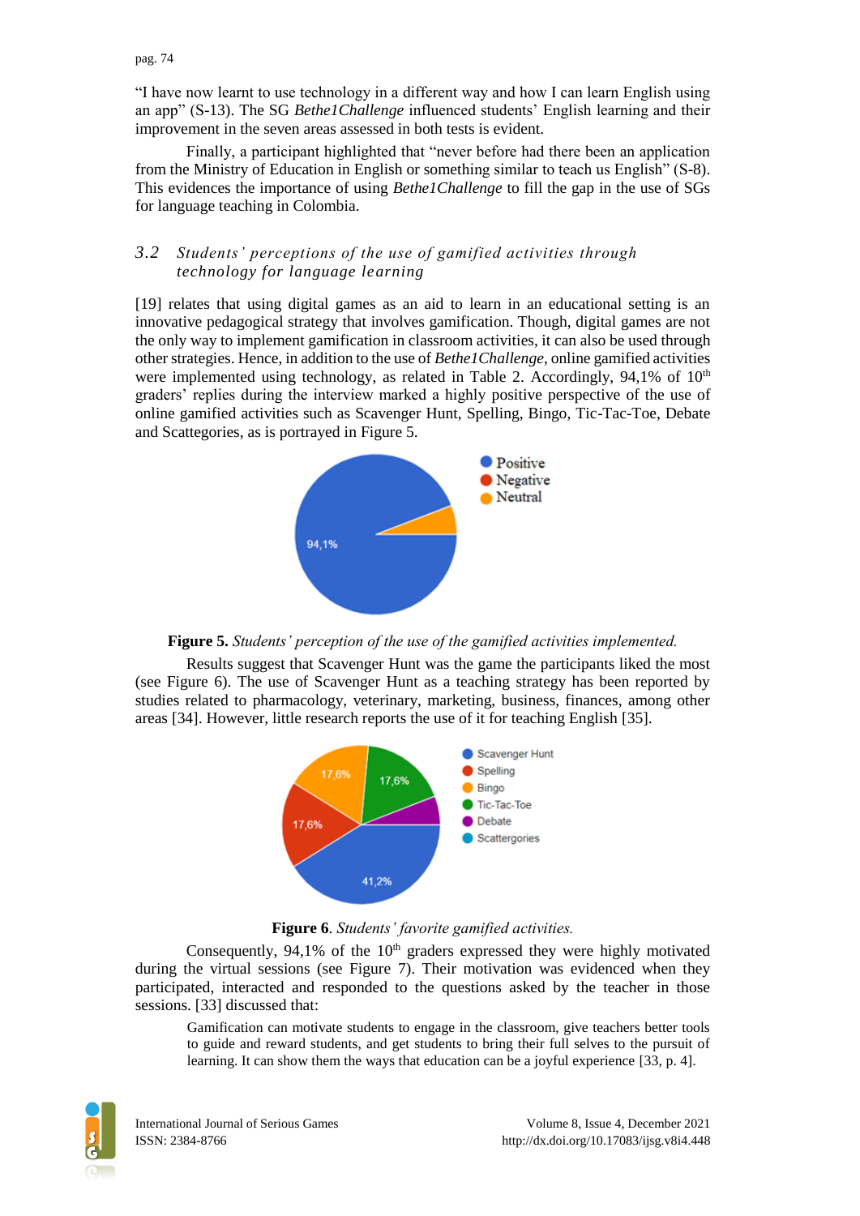"I have now learnt to use technology in a different way and how I can learn English using an app" (S-13). The SG *Bethe1Challenge* influenced students' English learning and their improvement in the seven areas assessed in both tests is evident.

Finally, a participant highlighted that "never before had there been an application from the Ministry of Education in English or something similar to teach us English" (S-8). This evidences the importance of using *Bethe1Challenge* to fill the gap in the use of SGs for language teaching in Colombia.

### 3.2 *Students' perceptions of the use of gamified activities through technology for language learning*

[19] relates that using digital games as an aid to learn in an educational setting is an innovative pedagogical strategy that involves gamification. Though, digital games are not the only way to implement gamification in classroom activities, it can also be used through other strategies. Hence, in addition to the use of *Bethe1Challenge*, online gamified activities were implemented using technology, as related in Table 2. Accordingly, 94,1% of 10th graders' replies during the interview marked a highly positive perspective of the use of online gamified activities such as Scavenger Hunt, Spelling, Bingo, Tic-Tac-Toe, Debate and Scattegories, as is portrayed in Figure 5.

**Figure 5.** *Students' perception of the use of the gamified activities implemented.*

Results suggest that Scavenger Hunt was the game the participants liked the most (see Figure 6). The use of Scavenger Hunt as a teaching strategy has been reported by studies related to pharmacology, veterinary, marketing, business, finances, among other areas [34]. However, little research reports the use of it for teaching English [35].

**Figure 6**. *Students' favorite gamified activities.*

Consequently, 94,1% of the 10th graders expressed they were highly motivated during the virtual sessions (see Figure 7). Their motivation was evidenced when they participated, interacted and responded to the questions asked by the teacher in those sessions. [33] discussed that:

> Gamification can motivate students to engage in the classroom, give teachers better tools to guide and reward students, and get students to bring their full selves to the pursuit of learning. It can show them the ways that education can be a joyful experience [33, p. 4].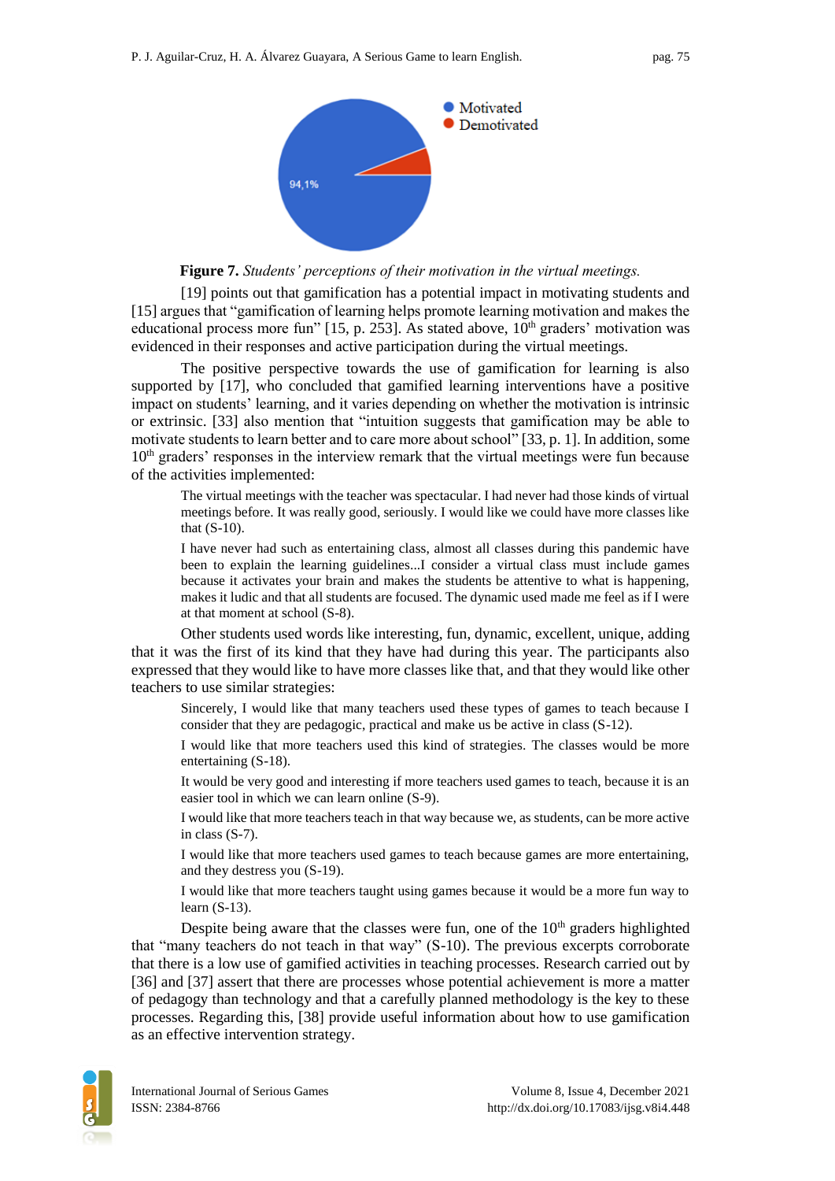**Figure 7.** *Students' perceptions of their motivation in the virtual meetings.*

[19] points out that gamification has a potential impact in motivating students and [15] argues that "gamification of learning helps promote learning motivation and makes the educational process more fun" [15, p. 253]. As stated above, 10th graders' motivation was evidenced in their responses and active participation during the virtual meetings.

The positive perspective towards the use of gamification for learning is also supported by [17], who concluded that gamified learning interventions have a positive impact on students' learning, and it varies depending on whether the motivation is intrinsic or extrinsic. [33] also mention that "intuition suggests that gamification may be able to motivate students to learn better and to care more about school" [33, p. 1]. In addition, some 10th graders' responses in the interview remark that the virtual meetings were fun because of the activities implemented:

> The virtual meetings with the teacher was spectacular. I had never had those kinds of virtual meetings before. It was really good, seriously. I would like we could have more classes like that (S-10).

> I have never had such as entertaining class, almost all classes during this pandemic have been to explain the learning guidelines...I consider a virtual class must include games because it activates your brain and makes the students be attentive to what is happening, makes it ludic and that all students are focused. The dynamic used made me feel as if I were at that moment at school (S-8).

Other students used words like interesting, fun, dynamic, excellent, unique, adding that it was the first of its kind that they have had during this year. The participants also expressed that they would like to have more classes like that, and that they would like other teachers to use similar strategies:

> Sincerely, I would like that many teachers used these types of games to teach because I consider that they are pedagogic, practical and make us be active in class (S-12).

> I would like that more teachers used this kind of strategies. The classes would be more entertaining (S-18).

> It would be very good and interesting if more teachers used games to teach, because it is an easier tool in which we can learn online (S-9).

> I would like that more teachers teach in that way because we, as students, can be more active in class (S-7).

> I would like that more teachers used games to teach because games are more entertaining, and they destress you (S-19).

> I would like that more teachers taught using games because it would be a more fun way to learn (S-13).

Despite being aware that the classes were fun, one of the 10th graders highlighted that "many teachers do not teach in that way" (S-10). The previous excerpts corroborate that there is a low use of gamified activities in teaching processes. Research carried out by [36] and [37] assert that there are processes whose potential achievement is more a matter of pedagogy than technology and that a carefully planned methodology is the key to these processes. Regarding this, [38] provide useful information about how to use gamification as an effective intervention strategy.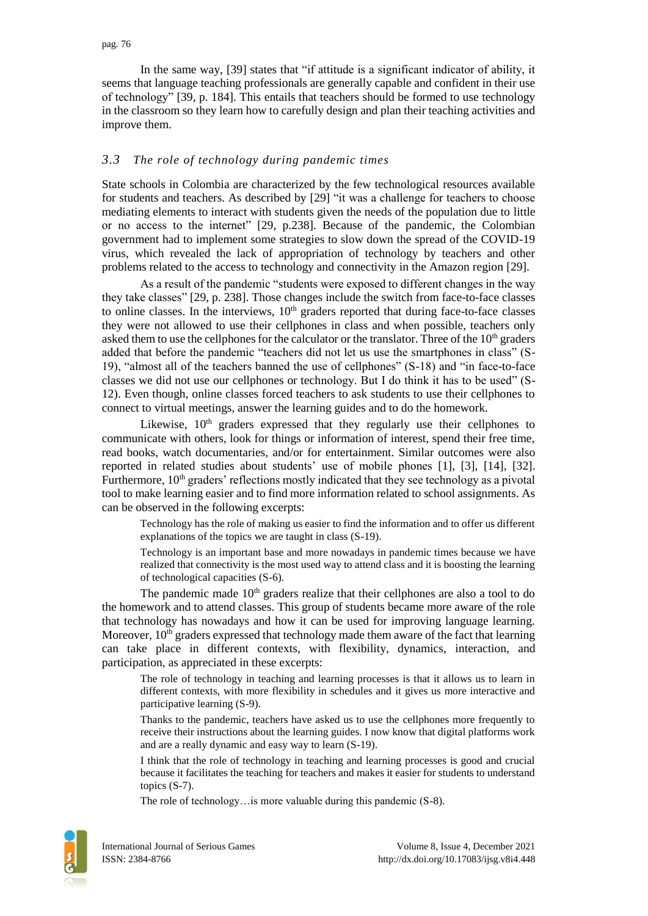In the same way, [39] states that "if attitude is a significant indicator of ability, it seems that language teaching professionals are generally capable and confident in their use of technology" [39, p. 184]. This entails that teachers should be formed to use technology in the classroom so they learn how to carefully design and plan their teaching activities and improve them.

### *3.3 The role of technology during pandemic times*

State schools in Colombia are characterized by the few technological resources available for students and teachers. As described by [29] "it was a challenge for teachers to choose mediating elements to interact with students given the needs of the population due to little or no access to the internet" [29, p.238]. Because of the pandemic, the Colombian government had to implement some strategies to slow down the spread of the COVID-19 virus, which revealed the lack of appropriation of technology by teachers and other problems related to the access to technology and connectivity in the Amazon region [29].

As a result of the pandemic "students were exposed to different changes in the way they take classes" [29, p. 238]. Those changes include the switch from face-to-face classes to online classes. In the interviews, 10th graders reported that during face-to-face classes they were not allowed to use their cellphones in class and when possible, teachers only asked them to use the cellphones for the calculator or the translator. Three of the 10th graders added that before the pandemic "teachers did not let us use the smartphones in class" (S-19), "almost all of the teachers banned the use of cellphones" (S-18) and "in face-to-face classes we did not use our cellphones or technology. But I do think it has to be used" (S-12). Even though, online classes forced teachers to ask students to use their cellphones to connect to virtual meetings, answer the learning guides and to do the homework.

Likewise, 10th graders expressed that they regularly use their cellphones to communicate with others, look for things or information of interest, spend their free time, read books, watch documentaries, and/or for entertainment. Similar outcomes were also reported in related studies about students' use of mobile phones [1], [3], [14], [32]. Furthermore, 10th graders' reflections mostly indicated that they see technology as a pivotal tool to make learning easier and to find more information related to school assignments. As can be observed in the following excerpts:

> Technology has the role of making us easier to find the information and to offer us different explanations of the topics we are taught in class (S-19).
>
> Technology is an important base and more nowadays in pandemic times because we have realized that connectivity is the most used way to attend class and it is boosting the learning of technological capacities (S-6).

The pandemic made 10th graders realize that their cellphones are also a tool to do the homework and to attend classes. This group of students became more aware of the role that technology has nowadays and how it can be used for improving language learning. Moreover, 10th graders expressed that technology made them aware of the fact that learning can take place in different contexts, with flexibility, dynamics, interaction, and participation, as appreciated in these excerpts:

> The role of technology in teaching and learning processes is that it allows us to learn in different contexts, with more flexibility in schedules and it gives us more interactive and participative learning (S-9).
>
> Thanks to the pandemic, teachers have asked us to use the cellphones more frequently to receive their instructions about the learning guides. I now know that digital platforms work and are a really dynamic and easy way to learn (S-19).
>
> I think that the role of technology in teaching and learning processes is good and crucial because it facilitates the teaching for teachers and makes it easier for students to understand topics (S-7).
>
> The role of technology…is more valuable during this pandemic (S-8).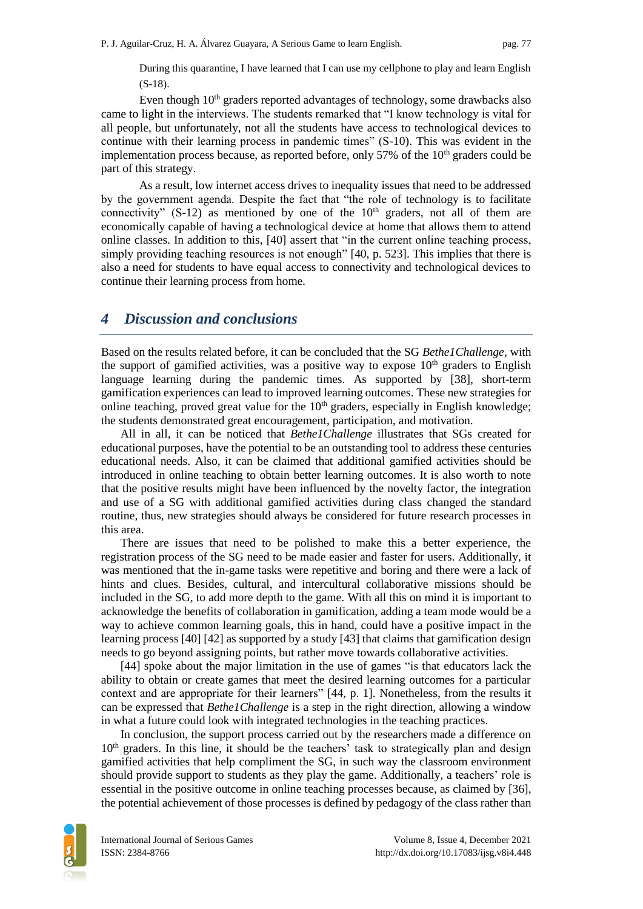During this quarantine, I have learned that I can use my cellphone to play and learn English (S-18).

Even though 10th graders reported advantages of technology, some drawbacks also came to light in the interviews. The students remarked that "I know technology is vital for all people, but unfortunately, not all the students have access to technological devices to continue with their learning process in pandemic times" (S-10). This was evident in the implementation process because, as reported before, only 57% of the 10th graders could be part of this strategy.

As a result, low internet access drives to inequality issues that need to be addressed by the government agenda. Despite the fact that "the role of technology is to facilitate connectivity" (S-12) as mentioned by one of the 10th graders, not all of them are economically capable of having a technological device at home that allows them to attend online classes. In addition to this, [40] assert that "in the current online teaching process, simply providing teaching resources is not enough" [40, p. 523]. This implies that there is also a need for students to have equal access to connectivity and technological devices to continue their learning process from home.

## *4 Discussion and conclusions*

Based on the results related before, it can be concluded that the SG *Bethe1Challenge*, with the support of gamified activities, was a positive way to expose 10th graders to English language learning during the pandemic times. As supported by [38], short-term gamification experiences can lead to improved learning outcomes. These new strategies for online teaching, proved great value for the 10th graders, especially in English knowledge; the students demonstrated great encouragement, participation, and motivation.

All in all, it can be noticed that *Bethe1Challenge* illustrates that SGs created for educational purposes, have the potential to be an outstanding tool to address these centuries educational needs. Also, it can be claimed that additional gamified activities should be introduced in online teaching to obtain better learning outcomes. It is also worth to note that the positive results might have been influenced by the novelty factor, the integration and use of a SG with additional gamified activities during class changed the standard routine, thus, new strategies should always be considered for future research processes in this area.

There are issues that need to be polished to make this a better experience, the registration process of the SG need to be made easier and faster for users. Additionally, it was mentioned that the in-game tasks were repetitive and boring and there were a lack of hints and clues. Besides, cultural, and intercultural collaborative missions should be included in the SG, to add more depth to the game. With all this on mind it is important to acknowledge the benefits of collaboration in gamification, adding a team mode would be a way to achieve common learning goals, this in hand, could have a positive impact in the learning process [40] [42] as supported by a study [43] that claims that gamification design needs to go beyond assigning points, but rather move towards collaborative activities.

[44] spoke about the major limitation in the use of games "is that educators lack the ability to obtain or create games that meet the desired learning outcomes for a particular context and are appropriate for their learners" [44, p. 1]. Nonetheless, from the results it can be expressed that *Bethe1Challenge* is a step in the right direction, allowing a window in what a future could look with integrated technologies in the teaching practices.

In conclusion, the support process carried out by the researchers made a difference on 10th graders. In this line, it should be the teachers' task to strategically plan and design gamified activities that help compliment the SG, in such way the classroom environment should provide support to students as they play the game. Additionally, a teachers' role is essential in the positive outcome in online teaching processes because, as claimed by [36], the potential achievement of those processes is defined by pedagogy of the class rather than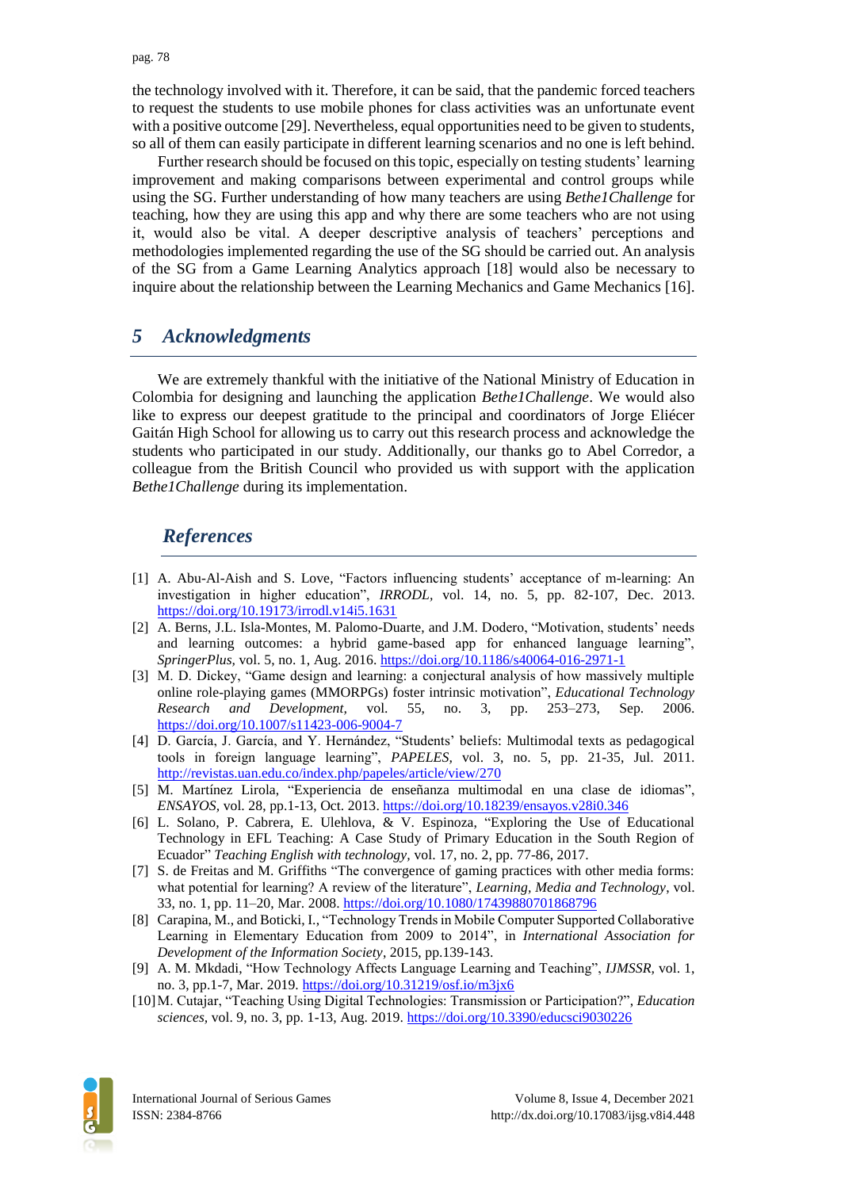the technology involved with it. Therefore, it can be said, that the pandemic forced teachers to request the students to use mobile phones for class activities was an unfortunate event with a positive outcome [29]. Nevertheless, equal opportunities need to be given to students, so all of them can easily participate in different learning scenarios and no one is left behind.

Further research should be focused on this topic, especially on testing students' learning improvement and making comparisons between experimental and control groups while using the SG. Further understanding of how many teachers are using *Bethe1Challenge* for teaching, how they are using this app and why there are some teachers who are not using it, would also be vital. A deeper descriptive analysis of teachers' perceptions and methodologies implemented regarding the use of the SG should be carried out. An analysis of the SG from a Game Learning Analytics approach [18] would also be necessary to inquire about the relationship between the Learning Mechanics and Game Mechanics [16].

## 5 Acknowledgments

We are extremely thankful with the initiative of the National Ministry of Education in Colombia for designing and launching the application *Bethe1Challenge*. We would also like to express our deepest gratitude to the principal and coordinators of Jorge Eliécer Gaitán High School for allowing us to carry out this research process and acknowledge the students who participated in our study. Additionally, our thanks go to Abel Corredor, a colleague from the British Council who provided us with support with the application *Bethe1Challenge* during its implementation.

## References

[1] A. Abu-Al-Aish and S. Love, "Factors influencing students' acceptance of m-learning: An investigation in higher education", *IRRODL*, vol. 14, no. 5, pp. 82-107, Dec. 2013. https://doi.org/10.19173/irrodl.v14i5.1631

[2] A. Berns, J.L. Isla-Montes, M. Palomo-Duarte, and J.M. Dodero, "Motivation, students' needs and learning outcomes: a hybrid game-based app for enhanced language learning", *SpringerPlus*, vol. 5, no. 1, Aug. 2016. https://doi.org/10.1186/s40064-016-2971-1

[3] M. D. Dickey, "Game design and learning: a conjectural analysis of how massively multiple online role-playing games (MMORPGs) foster intrinsic motivation", *Educational Technology Research and Development*, vol. 55, no. 3, pp. 253–273, Sep. 2006. https://doi.org/10.1007/s11423-006-9004-7

[4] D. García, J. García, and Y. Hernández, "Students' beliefs: Multimodal texts as pedagogical tools in foreign language learning", *PAPELES*, vol. 3, no. 5, pp. 21-35, Jul. 2011. http://revistas.uan.edu.co/index.php/papeles/article/view/270

[5] M. Martínez Lirola, "Experiencia de enseñanza multimodal en una clase de idiomas", *ENSAYOS*, vol. 28, pp.1-13, Oct. 2013. https://doi.org/10.18239/ensayos.v28i0.346

[6] L. Solano, P. Cabrera, E. Ulehlova, & V. Espinoza, "Exploring the Use of Educational Technology in EFL Teaching: A Case Study of Primary Education in the South Region of Ecuador" *Teaching English with technology*, vol. 17, no. 2, pp. 77-86, 2017.

[7] S. de Freitas and M. Griffiths "The convergence of gaming practices with other media forms: what potential for learning? A review of the literature", *Learning, Media and Technology*, vol. 33, no. 1, pp. 11–20, Mar. 2008. https://doi.org/10.1080/17439880701868796

[8] Carapina, M., and Boticki, I., "Technology Trends in Mobile Computer Supported Collaborative Learning in Elementary Education from 2009 to 2014", in *International Association for Development of the Information Society*, 2015, pp.139-143.

[9] A. M. Mkdadi, "How Technology Affects Language Learning and Teaching", *IJMSSR*, vol. 1, no. 3, pp.1-7, Mar. 2019. https://doi.org/10.31219/osf.io/m3jx6

[10] M. Cutajar, "Teaching Using Digital Technologies: Transmission or Participation?", *Education sciences*, vol. 9, no. 3, pp. 1-13, Aug. 2019. https://doi.org/10.3390/educsci9030226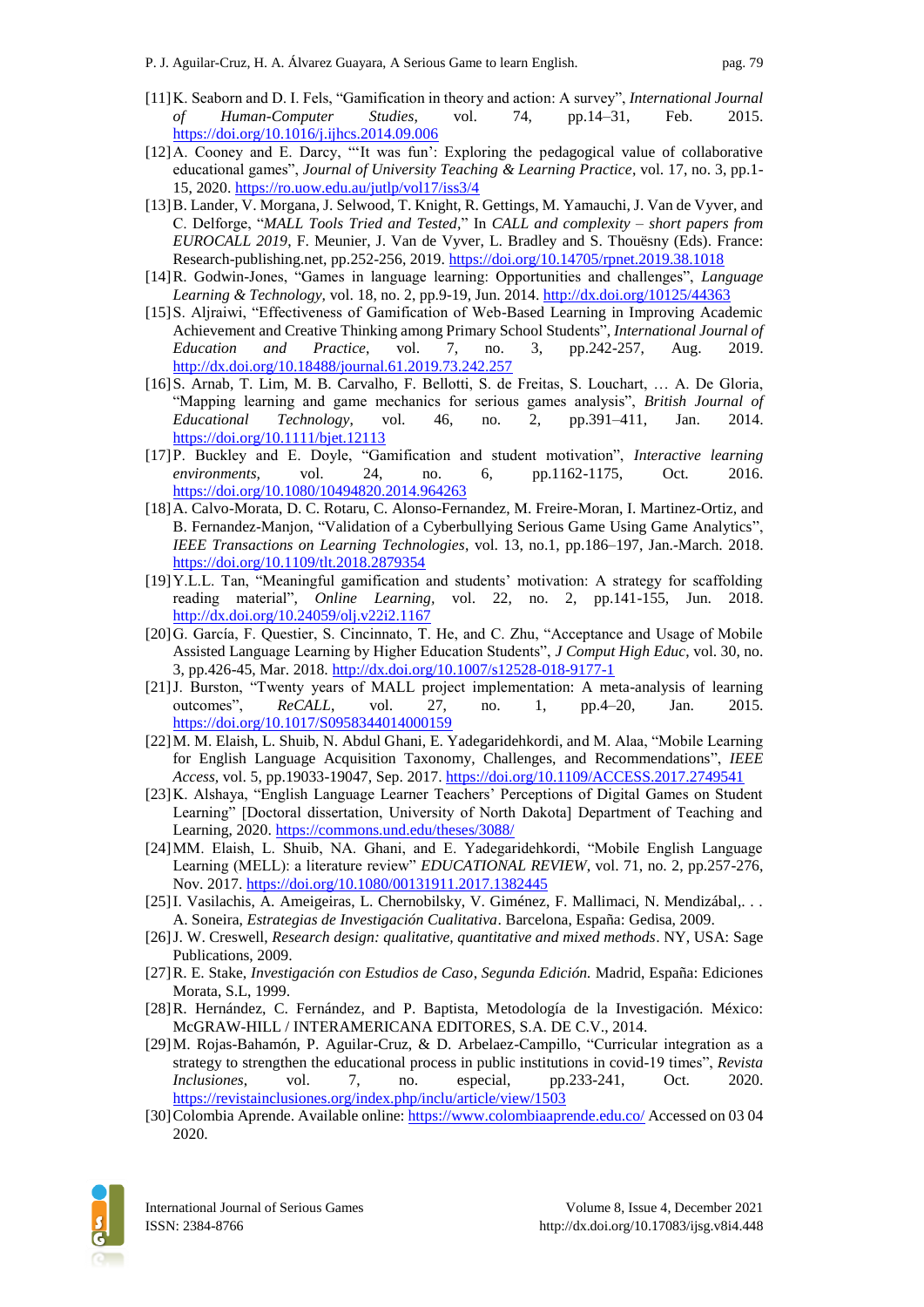[11] K. Seaborn and D. I. Fels, "Gamification in theory and action: A survey", *International Journal of Human-Computer Studies*, vol. 74, pp.14–31, Feb. 2015. https://doi.org/10.1016/j.ijhcs.2014.09.006

[12] A. Cooney and E. Darcy, "'It was fun': Exploring the pedagogical value of collaborative educational games", *Journal of University Teaching & Learning Practice*, vol. 17, no. 3, pp.1-15, 2020. https://ro.uow.edu.au/jutlp/vol17/iss3/4

[13] B. Lander, V. Morgana, J. Selwood, T. Knight, R. Gettings, M. Yamauchi, J. Van de Vyver, and C. Delforge, "*MALL Tools Tried and Tested*," In *CALL and complexity – short papers from EUROCALL 2019*, F. Meunier, J. Van de Vyver, L. Bradley and S. Thouësny (Eds). France: Research-publishing.net, pp.252-256, 2019. https://doi.org/10.14705/rpnet.2019.38.1018

[14] R. Godwin-Jones, "Games in language learning: Opportunities and challenges", *Language Learning & Technology*, vol. 18, no. 2, pp.9-19, Jun. 2014. http://dx.doi.org/10125/44363

[15] S. Aljraiwi, "Effectiveness of Gamification of Web-Based Learning in Improving Academic Achievement and Creative Thinking among Primary School Students", *International Journal of Education and Practice*, vol. 7, no. 3, pp.242-257, Aug. 2019. http://dx.doi.org/10.18488/journal.61.2019.73.242.257

[16] S. Arnab, T. Lim, M. B. Carvalho, F. Bellotti, S. de Freitas, S. Louchart, … A. De Gloria, "Mapping learning and game mechanics for serious games analysis", *British Journal of Educational Technology*, vol. 46, no. 2, pp.391–411, Jan. 2014. https://doi.org/10.1111/bjet.12113

[17] P. Buckley and E. Doyle, "Gamification and student motivation", *Interactive learning environments*, vol. 24, no. 6, pp.1162-1175, Oct. 2016. https://doi.org/10.1080/10494820.2014.964263

[18] A. Calvo-Morata, D. C. Rotaru, C. Alonso-Fernandez, M. Freire-Moran, I. Martinez-Ortiz, and B. Fernandez-Manjon, "Validation of a Cyberbullying Serious Game Using Game Analytics", *IEEE Transactions on Learning Technologies*, vol. 13, no.1, pp.186–197, Jan.-March. 2018. https://doi.org/10.1109/tlt.2018.2879354

[19] Y.L.L. Tan, "Meaningful gamification and students' motivation: A strategy for scaffolding reading material", *Online Learning*, vol. 22, no. 2, pp.141-155, Jun. 2018. http://dx.doi.org/10.24059/olj.v22i2.1167

[20] G. García, F. Questier, S. Cincinnato, T. He, and C. Zhu, "Acceptance and Usage of Mobile Assisted Language Learning by Higher Education Students", *J Comput High Educ*, vol. 30, no. 3, pp.426-45, Mar. 2018. http://dx.doi.org/10.1007/s12528-018-9177-1

[21] J. Burston, "Twenty years of MALL project implementation: A meta-analysis of learning outcomes", *ReCALL*, vol. 27, no. 1, pp.4–20, Jan. 2015. https://doi.org/10.1017/S0958344014000159

[22] M. M. Elaish, L. Shuib, N. Abdul Ghani, E. Yadegaridehkordi, and M. Alaa, "Mobile Learning for English Language Acquisition Taxonomy, Challenges, and Recommendations", *IEEE Access*, vol. 5, pp.19033-19047, Sep. 2017. https://doi.org/10.1109/ACCESS.2017.2749541

[23] K. Alshaya, "English Language Learner Teachers' Perceptions of Digital Games on Student Learning" [Doctoral dissertation, University of North Dakota] Department of Teaching and Learning, 2020. https://commons.und.edu/theses/3088/

[24] MM. Elaish, L. Shuib, NA. Ghani, and E. Yadegaridehkordi, "Mobile English Language Learning (MELL): a literature review" *EDUCATIONAL REVIEW*, vol. 71, no. 2, pp.257-276, Nov. 2017. https://doi.org/10.1080/00131911.2017.1382445

[25] I. Vasilachis, A. Ameigeiras, L. Chernobilsky, V. Giménez, F. Mallimaci, N. Mendizábal,. . . A. Soneira, *Estrategias de Investigación Cualitativa*. Barcelona, España: Gedisa, 2009.

[26] J. W. Creswell, *Research design: qualitative, quantitative and mixed methods*. NY, USA: Sage Publications, 2009.

[27] R. E. Stake, *Investigación con Estudios de Caso, Segunda Edición.* Madrid, España: Ediciones Morata, S.L, 1999.

[28] R. Hernández, C. Fernández, and P. Baptista, Metodología de la Investigación. México: McGRAW-HILL / INTERAMERICANA EDITORES, S.A. DE C.V., 2014.

[29] M. Rojas-Bahamón, P. Aguilar-Cruz, & D. Arbelaez-Campillo, "Curricular integration as a strategy to strengthen the educational process in public institutions in covid-19 times", *Revista Inclusiones*, vol. 7, no. especial, pp.233-241, Oct. 2020. https://revistainclusiones.org/index.php/inclu/article/view/1503

[30] Colombia Aprende. Available online: https://www.colombiaaprende.edu.co/ Accessed on 03 04 2020.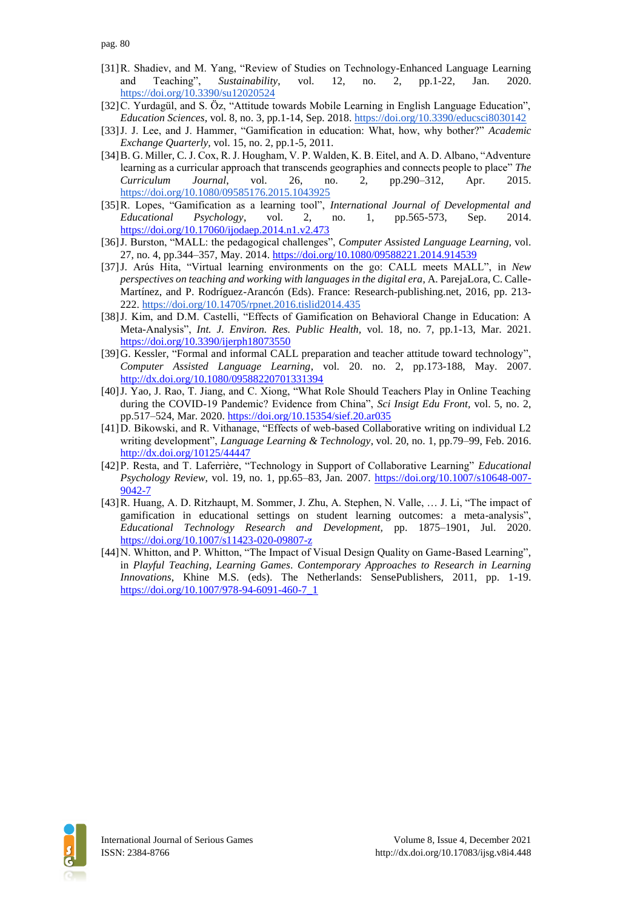[31] R. Shadiev, and M. Yang, "Review of Studies on Technology-Enhanced Language Learning and Teaching", *Sustainability*, vol. 12, no. 2, pp.1-22, Jan. 2020. https://doi.org/10.3390/su12020524

[32] C. Yurdagül, and S. Öz, "Attitude towards Mobile Learning in English Language Education", *Education Sciences*, vol. 8, no. 3, pp.1-14, Sep. 2018. https://doi.org/10.3390/educsci8030142

[33] J. J. Lee, and J. Hammer, "Gamification in education: What, how, why bother?" *Academic Exchange Quarterly*, vol. 15, no. 2, pp.1-5, 2011.

[34] B. G. Miller, C. J. Cox, R. J. Hougham, V. P. Walden, K. B. Eitel, and A. D. Albano, "Adventure learning as a curricular approach that transcends geographies and connects people to place" *The Curriculum Journal*, vol. 26, no. 2, pp.290–312, Apr. 2015. https://doi.org/10.1080/09585176.2015.1043925

[35] R. Lopes, "Gamification as a learning tool", *International Journal of Developmental and Educational Psychology*, vol. 2, no. 1, pp.565-573, Sep. 2014. https://doi.org/10.17060/ijodaep.2014.n1.v2.473

[36] J. Burston, "MALL: the pedagogical challenges", *Computer Assisted Language Learning*, vol. 27, no. 4, pp.344–357, May. 2014. https://doi.org/10.1080/09588221.2014.914539

[37] J. Arús Hita, "Virtual learning environments on the go: CALL meets MALL", in *New perspectives on teaching and working with languages in the digital era*, A. ParejaLora, C. Calle-Martínez, and P. Rodríguez-Arancón (Eds). France: Research-publishing.net, 2016, pp. 213-222. https://doi.org/10.14705/rpnet.2016.tislid2014.435

[38] J. Kim, and D.M. Castelli, "Effects of Gamification on Behavioral Change in Education: A Meta-Analysis", *Int. J. Environ. Res. Public Health*, vol. 18, no. 7, pp.1-13, Mar. 2021. https://doi.org/10.3390/ijerph18073550

[39] G. Kessler, "Formal and informal CALL preparation and teacher attitude toward technology", *Computer Assisted Language Learning*, vol. 20. no. 2, pp.173-188, May. 2007. http://dx.doi.org/10.1080/09588220701331394

[40] J. Yao, J. Rao, T. Jiang, and C. Xiong, "What Role Should Teachers Play in Online Teaching during the COVID-19 Pandemic? Evidence from China", *Sci Insigt Edu Front*, vol. 5, no. 2, pp.517–524, Mar. 2020. https://doi.org/10.15354/sief.20.ar035

[41] D. Bikowski, and R. Vithanage, "Effects of web-based Collaborative writing on individual L2 writing development", *Language Learning & Technology*, vol. 20, no. 1, pp.79–99, Feb. 2016. http://dx.doi.org/10125/44447

[42] P. Resta, and T. Laferrière, "Technology in Support of Collaborative Learning" *Educational Psychology Review*, vol. 19, no. 1, pp.65–83, Jan. 2007. https://doi.org/10.1007/s10648-007-9042-7

[43] R. Huang, A. D. Ritzhaupt, M. Sommer, J. Zhu, A. Stephen, N. Valle, … J. Li, "The impact of gamification in educational settings on student learning outcomes: a meta-analysis", *Educational Technology Research and Development*, pp. 1875–1901, Jul. 2020. https://doi.org/10.1007/s11423-020-09807-z

[44] N. Whitton, and P. Whitton, "The Impact of Visual Design Quality on Game-Based Learning", in *Playful Teaching, Learning Games. Contemporary Approaches to Research in Learning Innovations*, Khine M.S. (eds). The Netherlands: SensePublishers, 2011, pp. 1-19. https://doi.org/10.1007/978-94-6091-460-7_1